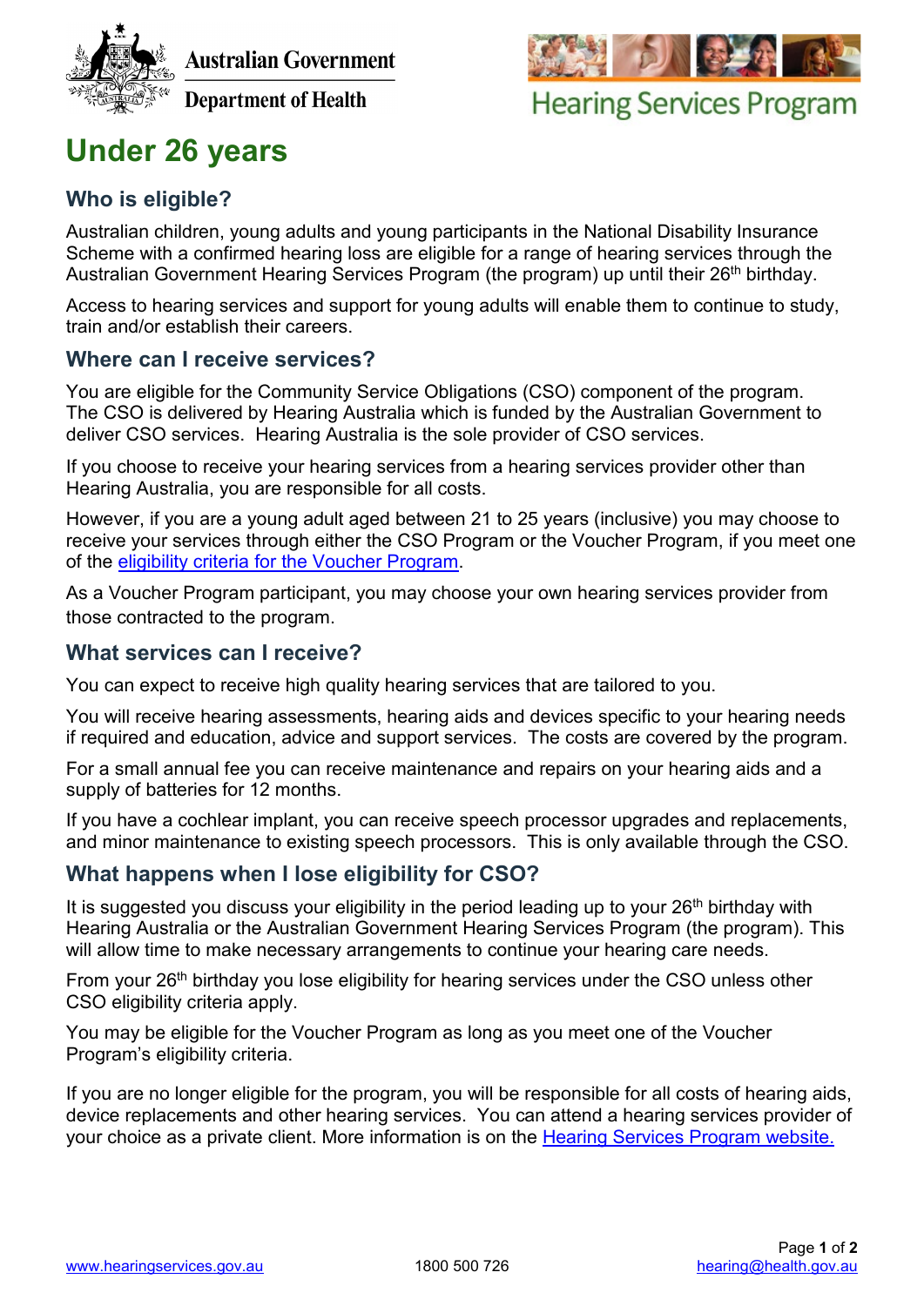Australian Government

Department of Health

Hearing Services Program

# Under 26 years

## Who is eligible?

Australian children, young adults and young participants in the National Disability Insurance Scheme with a confirmed hearing loss are eligible for a range of hearing services through the Australian Government Hearing Services Program (the program) up until their 26th birthday.

Access to hearing services and support for young adults will enable them to continue to study, train and/or establish their careers.

## Where can I receive services?

You are eligible for the Community Service Obligations (CSO) component of the program. The CSO is delivered by Hearing Australia which is funded by the Australian Government to deliver CSO services. Hearing Australia is the sole provider of CSO services.

If you choose to receive your hearing services from a hearing services provider other than Hearing Australia, you are responsible for all costs.

However, if you are a young adult aged between 21 to 25 years (inclusive) you may choose to receive your services through either the CSO Program or the Voucher Program, if you meet one of the [eligibility criteria for the Voucher Program](eligibility criteria for the Voucher Program).

As a Voucher Program participant, you may choose your own hearing services provider from those contracted to the program.

## What services can I receive?

You can expect to receive high quality hearing services that are tailored to you.

You will receive hearing assessments, hearing aids and devices specific to your hearing needs if required and education, advice and support services. The costs are covered by the program.

For a small annual fee you can receive maintenance and repairs on your hearing aids and a supply of batteries for 12 months.

If you have a cochlear implant, you can receive speech processor upgrades and replacements, and minor maintenance to existing speech processors. This is only available through the CSO.

## What happens when I lose eligibility for CSO?

It is suggested you discuss your eligibility in the period leading up to your 26th birthday with Hearing Australia or the Australian Government Hearing Services Program (the program). This will allow time to make necessary arrangements to continue your hearing care needs.

From your 26th birthday you lose eligibility for hearing services under the CSO unless other CSO eligibility criteria apply.

You may be eligible for the Voucher Program as long as you meet one of the Voucher Program's eligibility criteria.

If you are no longer eligible for the program, you will be responsible for all costs of hearing aids, device replacements and other hearing services. You can attend a hearing services provider of your choice as a private client. More information is on the [Hearing Services Program website.](Hearing Services Program website.)

www.hearingservices.gov.au 1800 500 726 hearing@health.gov.au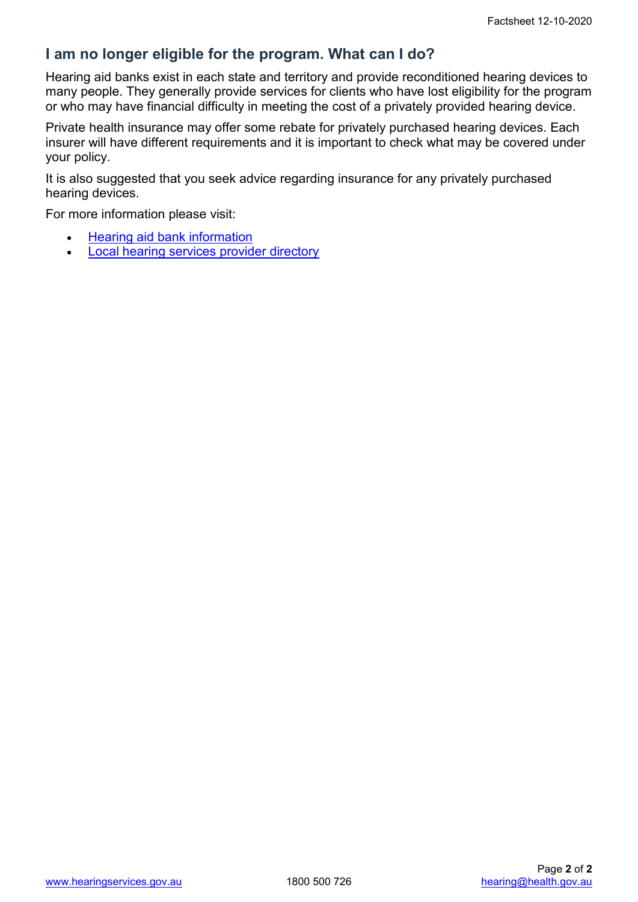## I am no longer eligible for the program. What can I do?

Hearing aid banks exist in each state and territory and provide reconditioned hearing devices to many people. They generally provide services for clients who have lost eligibility for the program or who may have financial difficulty in meeting the cost of a privately provided hearing device.

Private health insurance may offer some rebate for privately purchased hearing devices. Each insurer will have different requirements and it is important to check what may be covered under your policy.

It is also suggested that you seek advice regarding insurance for any privately purchased hearing devices.

For more information please visit:

- Hearing aid bank information
- Local hearing services provider directory